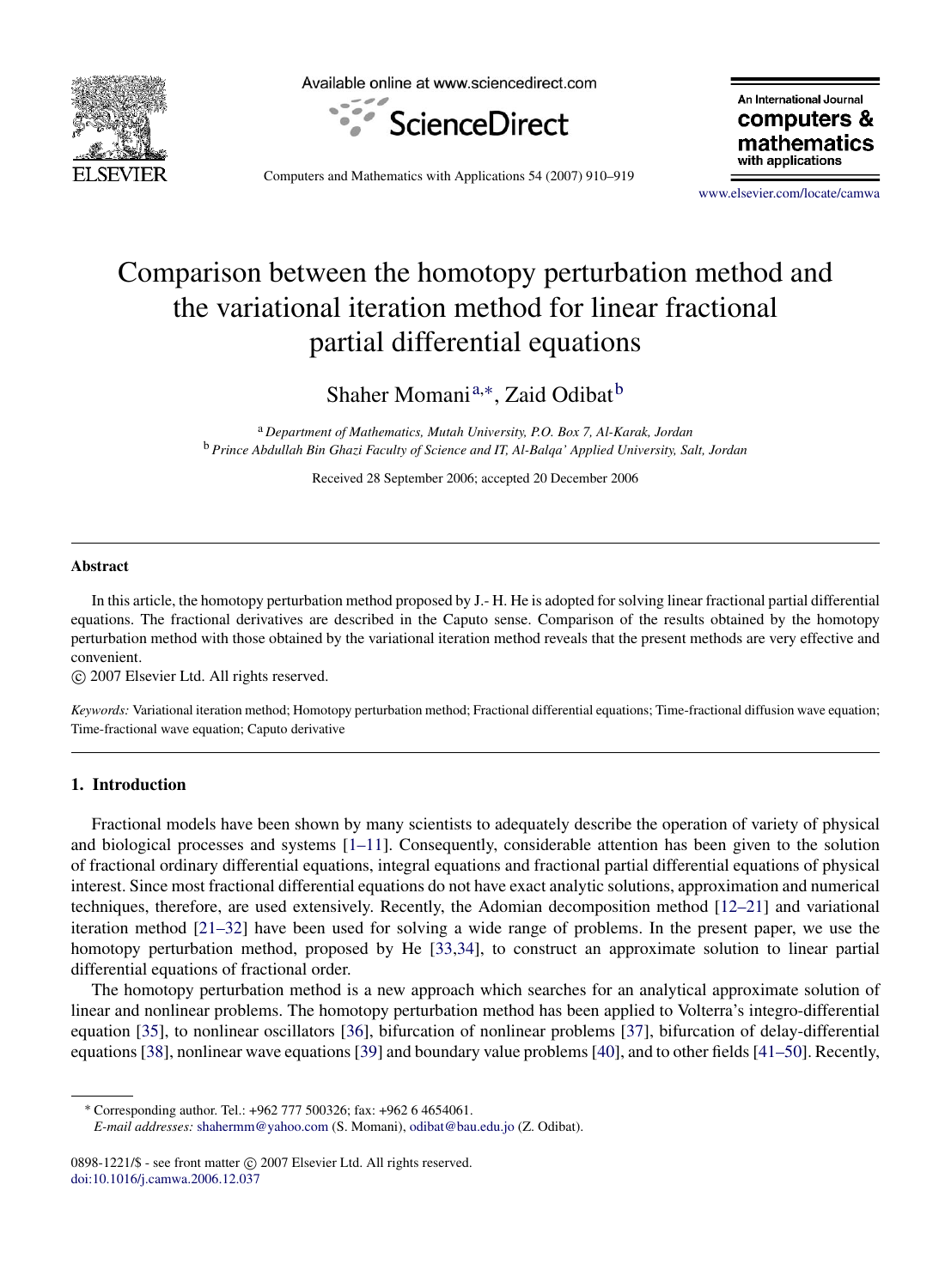# Comparison between the homotopy perturbation method and the variational iteration method for linear fractional partial differential equations

Shaher Momani[a,*], Zaid Odibat[b]

[a] *Department of Mathematics, Mutah University, P.O. Box 7, Al-Karak, Jordan*
[b] *Prince Abdullah Bin Ghazi Faculty of Science and IT, Al-Balqa' Applied University, Salt, Jordan*

Received 28 September 2006; accepted 20 December 2006

## Abstract

In this article, the homotopy perturbation method proposed by J.- H. He is adopted for solving linear fractional partial differential equations. The fractional derivatives are described in the Caputo sense. Comparison of the results obtained by the homotopy perturbation method with those obtained by the variational iteration method reveals that the present methods are very effective and convenient.

© 2007 Elsevier Ltd. All rights reserved.

*Keywords:* Variational iteration method; Homotopy perturbation method; Fractional differential equations; Time-fractional diffusion wave equation; Time-fractional wave equation; Caputo derivative

## 1. Introduction

Fractional models have been shown by many scientists to adequately describe the operation of variety of physical and biological processes and systems [1–11]. Consequently, considerable attention has been given to the solution of fractional ordinary differential equations, integral equations and fractional partial differential equations of physical interest. Since most fractional differential equations do not have exact analytic solutions, approximation and numerical techniques, therefore, are used extensively. Recently, the Adomian decomposition method [12–21] and variational iteration method [21–32] have been used for solving a wide range of problems. In the present paper, we use the homotopy perturbation method, proposed by He [33,34], to construct an approximate solution to linear partial differential equations of fractional order.

The homotopy perturbation method is a new approach which searches for an analytical approximate solution of linear and nonlinear problems. The homotopy perturbation method has been applied to Volterra's integro-differential equation [35], to nonlinear oscillators [36], bifurcation of nonlinear problems [37], bifurcation of delay-differential equations [38], nonlinear wave equations [39] and boundary value problems [40], and to other fields [41–50]. Recently,

* Corresponding author. Tel.: +962 777 500326; fax: +962 6 4654061.
*E-mail addresses:* shahermm@yahoo.com (S. Momani), odibat@bau.edu.jo (Z. Odibat).

0898-1221/$ - see front matter © 2007 Elsevier Ltd. All rights reserved.
doi:10.1016/j.camwa.2006.12.037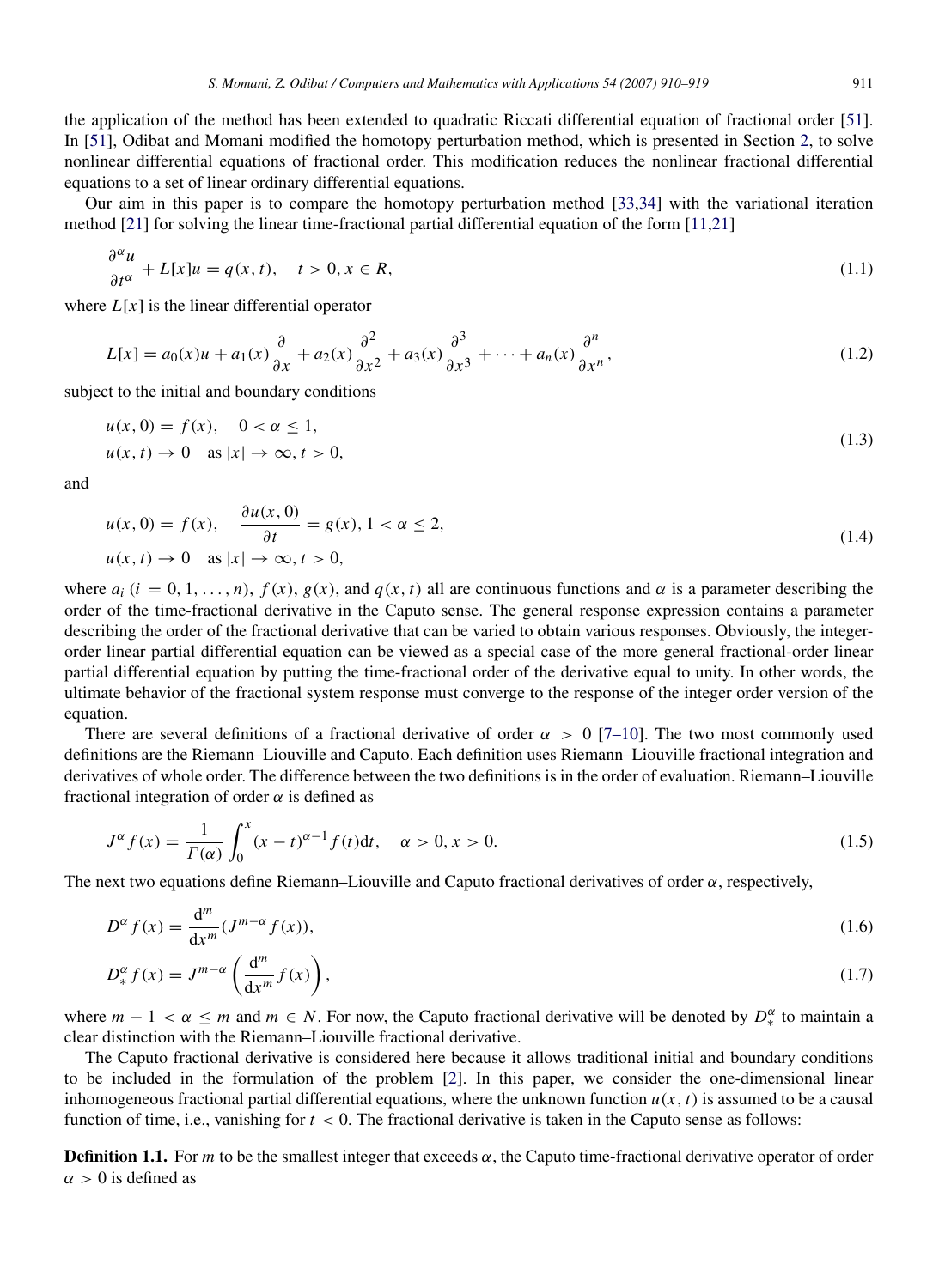the application of the method has been extended to quadratic Riccati differential equation of fractional order [51]. In [51], Odibat and Momani modified the homotopy perturbation method, which is presented in Section 2, to solve nonlinear differential equations of fractional order. This modification reduces the nonlinear fractional differential equations to a set of linear ordinary differential equations.

Our aim in this paper is to compare the homotopy perturbation method [33,34] with the variational iteration method [21] for solving the linear time-fractional partial differential equation of the form [11,21]

$$\frac{\partial^\alpha u}{\partial t^\alpha} + L[x]u = q(x,t), \quad t > 0, x \in R, \tag{1.1}$$

where $L[x]$ is the linear differential operator

$$L[x] = a_0(x)u + a_1(x)\frac{\partial}{\partial x} + a_2(x)\frac{\partial^2}{\partial x^2} + a_3(x)\frac{\partial^3}{\partial x^3} + \cdots + a_n(x)\frac{\partial^n}{\partial x^n}, \tag{1.2}$$

subject to the initial and boundary conditions

$$\begin{aligned} &u(x,0) = f(x), \quad 0 < \alpha \leq 1, \\ &u(x,t) \to 0 \quad \text{as } |x| \to \infty, t > 0, \end{aligned} \tag{1.3}$$

and

$$\begin{aligned} &u(x,0) = f(x), \quad \frac{\partial u(x,0)}{\partial t} = g(x), 1 < \alpha \leq 2, \\ &u(x,t) \to 0 \quad \text{as } |x| \to \infty, t > 0, \end{aligned} \tag{1.4}$$

where $a_i$ $(i = 0, 1, \ldots, n)$, $f(x)$, $g(x)$, and $q(x,t)$ all are continuous functions and $\alpha$ is a parameter describing the order of the time-fractional derivative in the Caputo sense. The general response expression contains a parameter describing the order of the fractional derivative that can be varied to obtain various responses. Obviously, the integer-order linear partial differential equation can be viewed as a special case of the more general fractional-order linear partial differential equation by putting the time-fractional order of the derivative equal to unity. In other words, the ultimate behavior of the fractional system response must converge to the response of the integer order version of the equation.

There are several definitions of a fractional derivative of order $\alpha > 0$ [7–10]. The two most commonly used definitions are the Riemann–Liouville and Caputo. Each definition uses Riemann–Liouville fractional integration and derivatives of whole order. The difference between the two definitions is in the order of evaluation. Riemann–Liouville fractional integration of order $\alpha$ is defined as

$$J^\alpha f(x) = \frac{1}{\Gamma(\alpha)}\int_0^x (x-t)^{\alpha-1} f(t)\mathrm{d}t, \quad \alpha > 0, x > 0. \tag{1.5}$$

The next two equations define Riemann–Liouville and Caputo fractional derivatives of order $\alpha$, respectively,

$$D^\alpha f(x) = \frac{\mathrm{d}^m}{\mathrm{d}x^m}(J^{m-\alpha} f(x)), \tag{1.6}$$

$$D_*^\alpha f(x) = J^{m-\alpha}\left(\frac{\mathrm{d}^m}{\mathrm{d}x^m} f(x)\right), \tag{1.7}$$

where $m - 1 < \alpha \leq m$ and $m \in N$. For now, the Caputo fractional derivative will be denoted by $D_*^\alpha$ to maintain a clear distinction with the Riemann–Liouville fractional derivative.

The Caputo fractional derivative is considered here because it allows traditional initial and boundary conditions to be included in the formulation of the problem [2]. In this paper, we consider the one-dimensional linear inhomogeneous fractional partial differential equations, where the unknown function $u(x,t)$ is assumed to be a causal function of time, i.e., vanishing for $t < 0$. The fractional derivative is taken in the Caputo sense as follows:

**Definition 1.1.** For $m$ to be the smallest integer that exceeds $\alpha$, the Caputo time-fractional derivative operator of order $\alpha > 0$ is defined as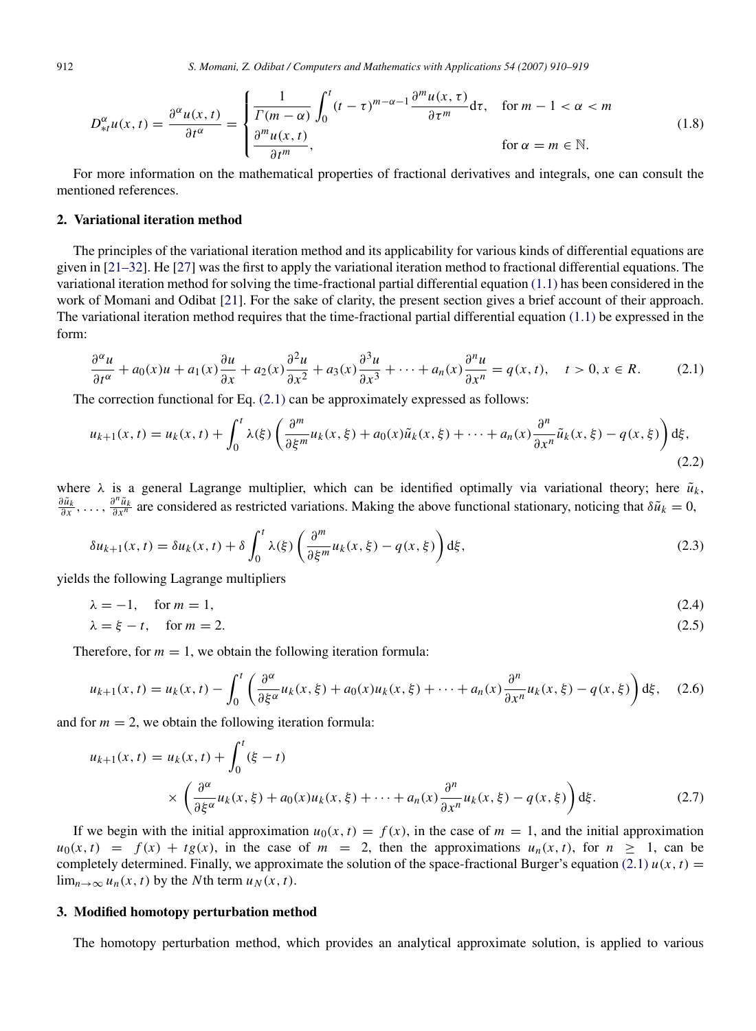$$
D_{*t}^{\alpha} u(x,t) = \frac{\partial^{\alpha} u(x,t)}{\partial t^{\alpha}} = \begin{cases} \dfrac{1}{\Gamma(m-\alpha)} \displaystyle\int_0^t (t-\tau)^{m-\alpha-1} \frac{\partial^m u(x,\tau)}{\partial \tau^m} \mathrm{d}\tau, & \text{for } m-1 < \alpha < m \\ \dfrac{\partial^m u(x,t)}{\partial t^m}, & \text{for } \alpha = m \in \mathbb{N}. \end{cases} \tag{1.8}
$$

For more information on the mathematical properties of fractional derivatives and integrals, one can consult the mentioned references.

## 2. Variational iteration method

The principles of the variational iteration method and its applicability for various kinds of differential equations are given in [21–32]. He [27] was the first to apply the variational iteration method to fractional differential equations. The variational iteration method for solving the time-fractional partial differential equation (1.1) has been considered in the work of Momani and Odibat [21]. For the sake of clarity, the present section gives a brief account of their approach. The variational iteration method requires that the time-fractional partial differential equation (1.1) be expressed in the form:

$$
\frac{\partial^{\alpha} u}{\partial t^{\alpha}} + a_0(x) u + a_1(x) \frac{\partial u}{\partial x} + a_2(x) \frac{\partial^2 u}{\partial x^2} + a_3(x) \frac{\partial^3 u}{\partial x^3} + \cdots + a_n(x) \frac{\partial^n u}{\partial x^n} = q(x,t), \quad t > 0, x \in R. \tag{2.1}
$$

The correction functional for Eq. (2.1) can be approximately expressed as follows:

$$
u_{k+1}(x,t) = u_k(x,t) + \int_0^t \lambda(\xi) \left( \frac{\partial^m}{\partial \xi^m} u_k(x,\xi) + a_0(x) \tilde{u}_k(x,\xi) + \cdots + a_n(x) \frac{\partial^n}{\partial x^n} \tilde{u}_k(x,\xi) - q(x,\xi) \right) \mathrm{d}\xi, \tag{2.2}
$$

where $\lambda$ is a general Lagrange multiplier, which can be identified optimally via variational theory; here $\tilde{u}_k$, $\frac{\partial \tilde{u}_k}{\partial x}, \ldots, \frac{\partial^n \tilde{u}_k}{\partial x^n}$ are considered as restricted variations. Making the above functional stationary, noticing that $\delta \tilde{u}_k = 0$,

$$
\delta u_{k+1}(x,t) = \delta u_k(x,t) + \delta \int_0^t \lambda(\xi) \left( \frac{\partial^m}{\partial \xi^m} u_k(x,\xi) - q(x,\xi) \right) \mathrm{d}\xi, \tag{2.3}
$$

yields the following Lagrange multipliers

$$
\lambda = -1, \quad \text{for } m = 1, \tag{2.4}
$$

$$
\lambda = \xi - t, \quad \text{for } m = 2. \tag{2.5}
$$

Therefore, for $m = 1$, we obtain the following iteration formula:

$$
u_{k+1}(x,t) = u_k(x,t) - \int_0^t \left( \frac{\partial^{\alpha}}{\partial \xi^{\alpha}} u_k(x,\xi) + a_0(x) u_k(x,\xi) + \cdots + a_n(x) \frac{\partial^n}{\partial x^n} u_k(x,\xi) - q(x,\xi) \right) \mathrm{d}\xi, \tag{2.6}
$$

and for $m = 2$, we obtain the following iteration formula:

$$
u_{k+1}(x,t) = u_k(x,t) + \int_0^t (\xi - t) \times \left( \frac{\partial^{\alpha}}{\partial \xi^{\alpha}} u_k(x,\xi) + a_0(x) u_k(x,\xi) + \cdots + a_n(x) \frac{\partial^n}{\partial x^n} u_k(x,\xi) - q(x,\xi) \right) \mathrm{d}\xi. \tag{2.7}
$$

If we begin with the initial approximation $u_0(x,t) = f(x)$, in the case of $m = 1$, and the initial approximation $u_0(x,t) = f(x) + t g(x)$, in the case of $m = 2$, then the approximations $u_n(x,t)$, for $n \geq 1$, can be completely determined. Finally, we approximate the solution of the space-fractional Burger's equation (2.1) $u(x,t) = \lim_{n \to \infty} u_n(x,t)$ by the $N$th term $u_N(x,t)$.

## 3. Modified homotopy perturbation method

The homotopy perturbation method, which provides an analytical approximate solution, is applied to various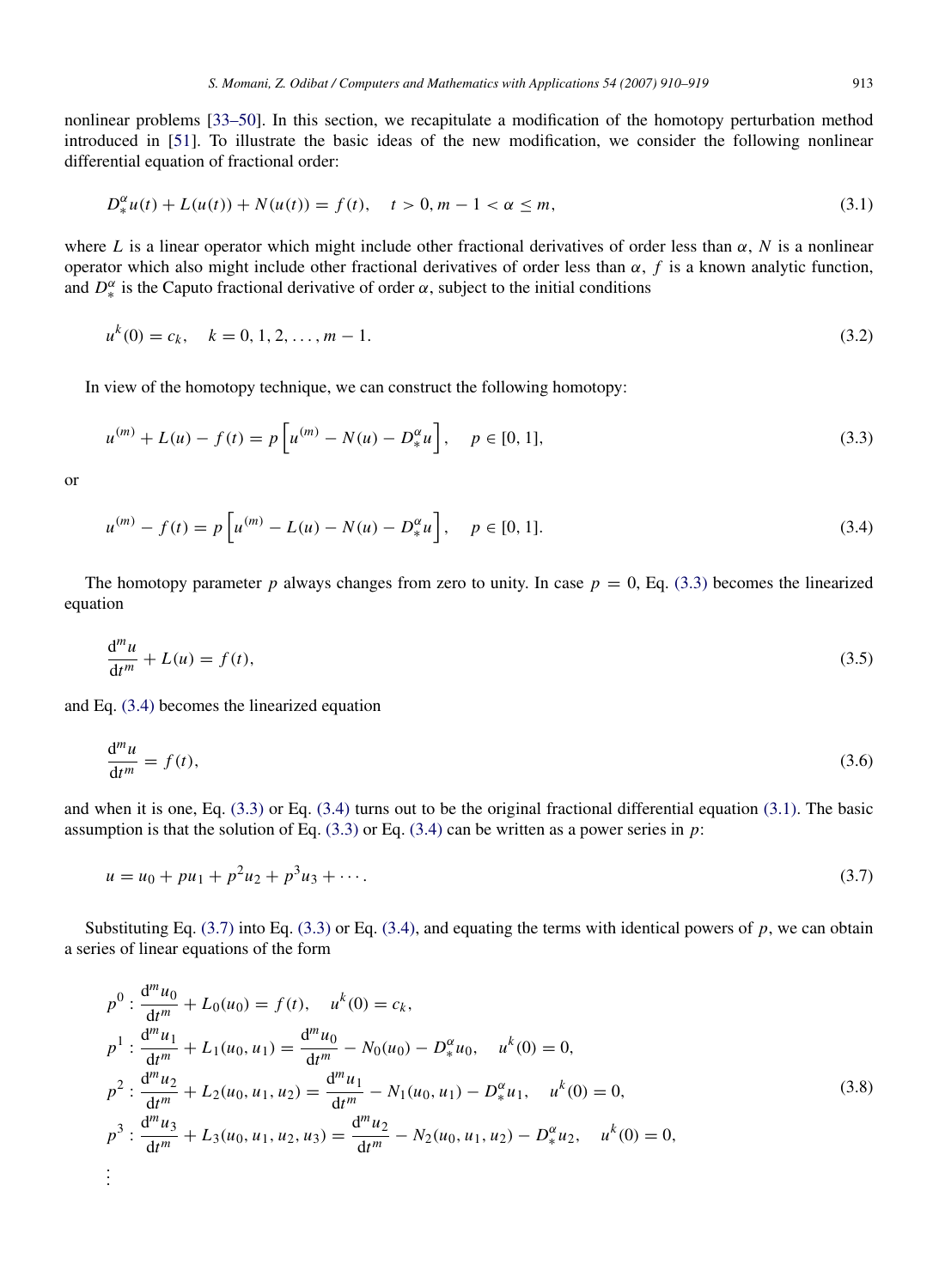nonlinear problems [33–50]. In this section, we recapitulate a modification of the homotopy perturbation method introduced in [51]. To illustrate the basic ideas of the new modification, we consider the following nonlinear differential equation of fractional order:

$$D_*^{\alpha} u(t) + L(u(t)) + N(u(t)) = f(t), \quad t > 0, m-1 < \alpha \leq m, \tag{3.1}$$

where $L$ is a linear operator which might include other fractional derivatives of order less than $\alpha$, $N$ is a nonlinear operator which also might include other fractional derivatives of order less than $\alpha$, $f$ is a known analytic function, and $D_*^{\alpha}$ is the Caputo fractional derivative of order $\alpha$, subject to the initial conditions

$$u^k(0) = c_k, \quad k = 0, 1, 2, \ldots, m-1. \tag{3.2}$$

In view of the homotopy technique, we can construct the following homotopy:

$$u^{(m)} + L(u) - f(t) = p\left[u^{(m)} - N(u) - D_*^{\alpha} u\right], \quad p \in [0, 1], \tag{3.3}$$

or

$$u^{(m)} - f(t) = p\left[u^{(m)} - L(u) - N(u) - D_*^{\alpha} u\right], \quad p \in [0, 1]. \tag{3.4}$$

The homotopy parameter $p$ always changes from zero to unity. In case $p = 0$, Eq. (3.3) becomes the linearized equation

$$\frac{\mathrm{d}^m u}{\mathrm{d}t^m} + L(u) = f(t), \tag{3.5}$$

and Eq. (3.4) becomes the linearized equation

$$\frac{\mathrm{d}^m u}{\mathrm{d}t^m} = f(t), \tag{3.6}$$

and when it is one, Eq. (3.3) or Eq. (3.4) turns out to be the original fractional differential equation (3.1). The basic assumption is that the solution of Eq. (3.3) or Eq. (3.4) can be written as a power series in $p$:

$$u = u_0 + pu_1 + p^2 u_2 + p^3 u_3 + \cdots. \tag{3.7}$$

Substituting Eq. (3.7) into Eq. (3.3) or Eq. (3.4), and equating the terms with identical powers of $p$, we can obtain a series of linear equations of the form

$$\begin{aligned}
p^0 &: \frac{\mathrm{d}^m u_0}{\mathrm{d}t^m} + L_0(u_0) = f(t), \quad u^k(0) = c_k, \\
p^1 &: \frac{\mathrm{d}^m u_1}{\mathrm{d}t^m} + L_1(u_0, u_1) = \frac{\mathrm{d}^m u_0}{\mathrm{d}t^m} - N_0(u_0) - D_*^{\alpha} u_0, \quad u^k(0) = 0, \\
p^2 &: \frac{\mathrm{d}^m u_2}{\mathrm{d}t^m} + L_2(u_0, u_1, u_2) = \frac{\mathrm{d}^m u_1}{\mathrm{d}t^m} - N_1(u_0, u_1) - D_*^{\alpha} u_1, \quad u^k(0) = 0, \\
p^3 &: \frac{\mathrm{d}^m u_3}{\mathrm{d}t^m} + L_3(u_0, u_1, u_2, u_3) = \frac{\mathrm{d}^m u_2}{\mathrm{d}t^m} - N_2(u_0, u_1, u_2) - D_*^{\alpha} u_2, \quad u^k(0) = 0, \\
&\vdots
\end{aligned} \tag{3.8}$$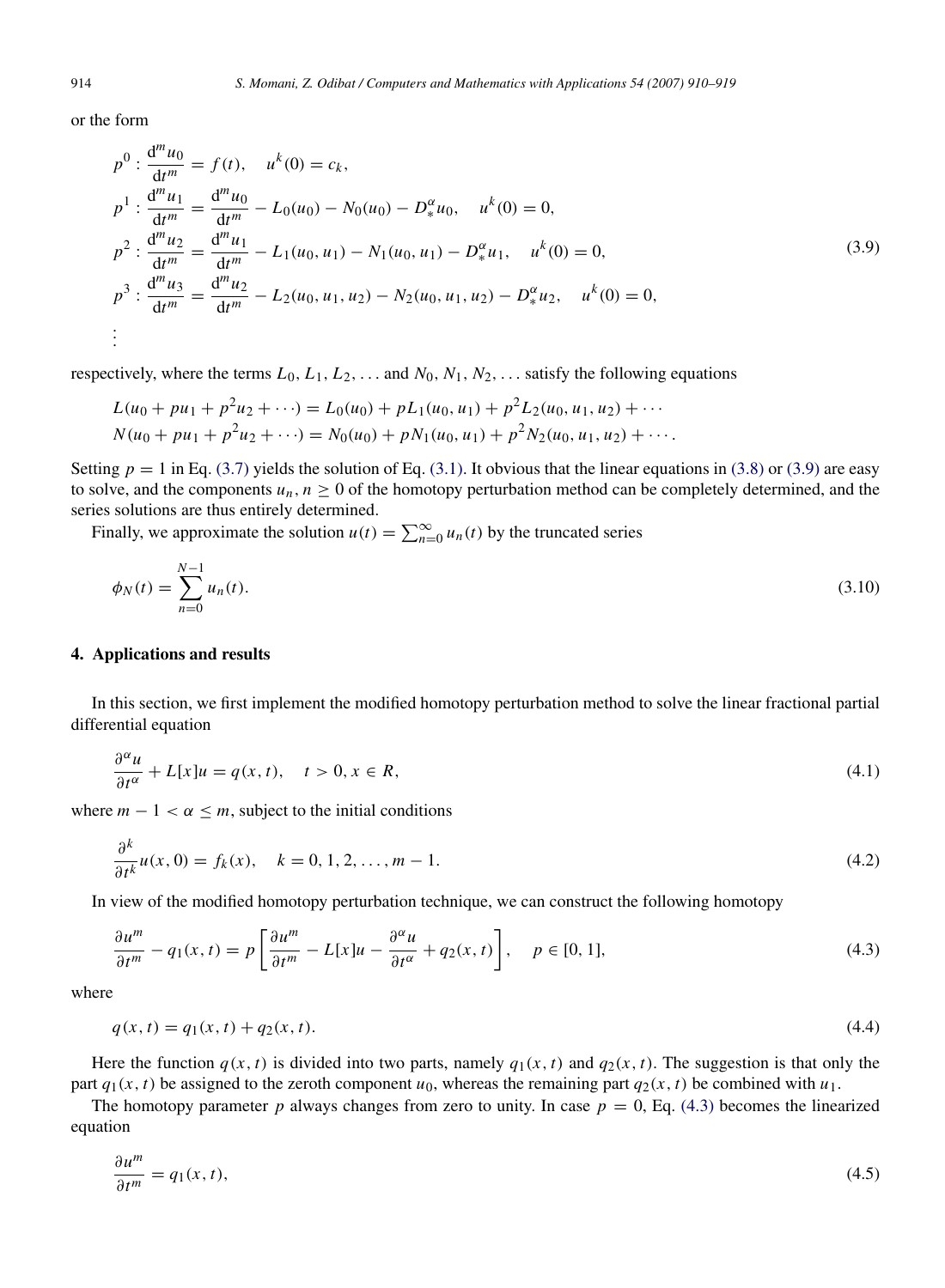or the form

$$
\begin{aligned}
p^0 &: \frac{\mathrm{d}^m u_0}{\mathrm{d}t^m} = f(t), \quad u^k(0) = c_k, \\
p^1 &: \frac{\mathrm{d}^m u_1}{\mathrm{d}t^m} = \frac{\mathrm{d}^m u_0}{\mathrm{d}t^m} - L_0(u_0) - N_0(u_0) - D_*^\alpha u_0, \quad u^k(0) = 0, \\
p^2 &: \frac{\mathrm{d}^m u_2}{\mathrm{d}t^m} = \frac{\mathrm{d}^m u_1}{\mathrm{d}t^m} - L_1(u_0, u_1) - N_1(u_0, u_1) - D_*^\alpha u_1, \quad u^k(0) = 0, \\
p^3 &: \frac{\mathrm{d}^m u_3}{\mathrm{d}t^m} = \frac{\mathrm{d}^m u_2}{\mathrm{d}t^m} - L_2(u_0, u_1, u_2) - N_2(u_0, u_1, u_2) - D_*^\alpha u_2, \quad u^k(0) = 0, \\
&\vdots
\end{aligned}
\tag{3.9}
$$

respectively, where the terms $L_0, L_1, L_2, \ldots$ and $N_0, N_1, N_2, \ldots$ satisfy the following equations

$$
\begin{aligned}
L(u_0 + pu_1 + p^2 u_2 + \cdots) &= L_0(u_0) + pL_1(u_0, u_1) + p^2 L_2(u_0, u_1, u_2) + \cdots \\
N(u_0 + pu_1 + p^2 u_2 + \cdots) &= N_0(u_0) + pN_1(u_0, u_1) + p^2 N_2(u_0, u_1, u_2) + \cdots .
\end{aligned}
$$

Setting $p = 1$ in Eq. (3.7) yields the solution of Eq. (3.1). It obvious that the linear equations in (3.8) or (3.9) are easy to solve, and the components $u_n, n \geq 0$ of the homotopy perturbation method can be completely determined, and the series solutions are thus entirely determined.

Finally, we approximate the solution $u(t) = \sum_{n=0}^{\infty} u_n(t)$ by the truncated series

$$
\phi_N(t) = \sum_{n=0}^{N-1} u_n(t). \tag{3.10}
$$

## 4. Applications and results

In this section, we first implement the modified homotopy perturbation method to solve the linear fractional partial differential equation

$$
\frac{\partial^\alpha u}{\partial t^\alpha} + L[x]u = q(x,t), \quad t > 0, x \in R, \tag{4.1}
$$

where $m - 1 < \alpha \leq m$, subject to the initial conditions

$$
\frac{\partial^k}{\partial t^k} u(x, 0) = f_k(x), \quad k = 0, 1, 2, \ldots, m - 1. \tag{4.2}
$$

In view of the modified homotopy perturbation technique, we can construct the following homotopy

$$
\frac{\partial u^m}{\partial t^m} - q_1(x,t) = p\left[\frac{\partial u^m}{\partial t^m} - L[x]u - \frac{\partial^\alpha u}{\partial t^\alpha} + q_2(x,t)\right], \quad p \in [0, 1], \tag{4.3}
$$

where

$$
q(x,t) = q_1(x,t) + q_2(x,t). \tag{4.4}
$$

Here the function $q(x,t)$ is divided into two parts, namely $q_1(x,t)$ and $q_2(x,t)$. The suggestion is that only the part $q_1(x,t)$ be assigned to the zeroth component $u_0$, whereas the remaining part $q_2(x,t)$ be combined with $u_1$.

The homotopy parameter $p$ always changes from zero to unity. In case $p = 0$, Eq. (4.3) becomes the linearized equation

$$
\frac{\partial u^m}{\partial t^m} = q_1(x,t), \tag{4.5}
$$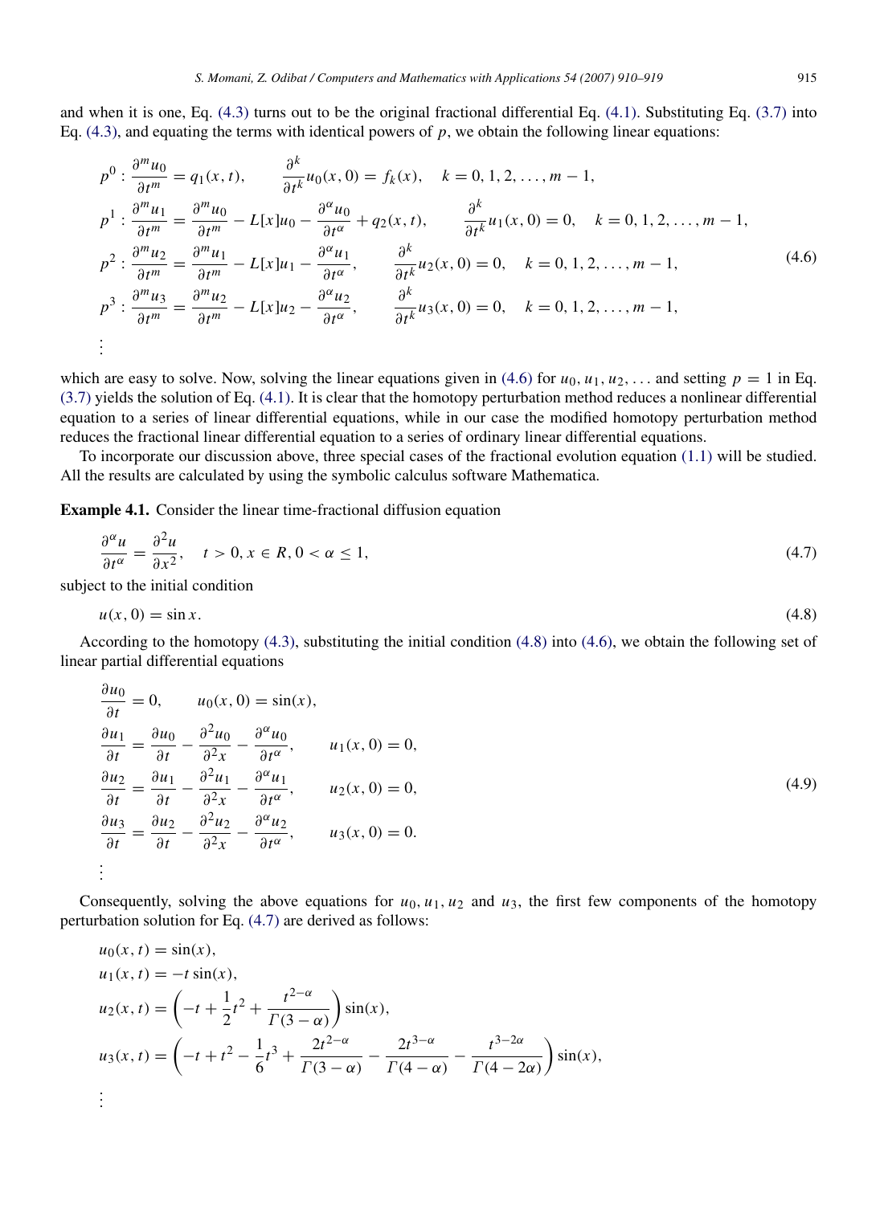and when it is one, Eq. (4.3) turns out to be the original fractional differential Eq. (4.1). Substituting Eq. (3.7) into Eq. (4.3), and equating the terms with identical powers of $p$, we obtain the following linear equations:

$$
\begin{aligned}
p^0 &: \frac{\partial^m u_0}{\partial t^m} = q_1(x,t), \qquad \frac{\partial^k}{\partial t^k} u_0(x,0) = f_k(x), \quad k = 0,1,2,\ldots,m-1, \\
p^1 &: \frac{\partial^m u_1}{\partial t^m} = \frac{\partial^m u_0}{\partial t^m} - L[x]u_0 - \frac{\partial^\alpha u_0}{\partial t^\alpha} + q_2(x,t), \qquad \frac{\partial^k}{\partial t^k} u_1(x,0) = 0, \quad k = 0,1,2,\ldots,m-1, \\
p^2 &: \frac{\partial^m u_2}{\partial t^m} = \frac{\partial^m u_1}{\partial t^m} - L[x]u_1 - \frac{\partial^\alpha u_1}{\partial t^\alpha}, \qquad \frac{\partial^k}{\partial t^k} u_2(x,0) = 0, \quad k = 0,1,2,\ldots,m-1, \\
p^3 &: \frac{\partial^m u_3}{\partial t^m} = \frac{\partial^m u_2}{\partial t^m} - L[x]u_2 - \frac{\partial^\alpha u_2}{\partial t^\alpha}, \qquad \frac{\partial^k}{\partial t^k} u_3(x,0) = 0, \quad k = 0,1,2,\ldots,m-1, \\
&\vdots
\end{aligned}
\tag{4.6}
$$

which are easy to solve. Now, solving the linear equations given in (4.6) for $u_0, u_1, u_2, \ldots$ and setting $p = 1$ in Eq. (3.7) yields the solution of Eq. (4.1). It is clear that the homotopy perturbation method reduces a nonlinear differential equation to a series of linear differential equations, while in our case the modified homotopy perturbation method reduces the fractional linear differential equation to a series of ordinary linear differential equations.

To incorporate our discussion above, three special cases of the fractional evolution equation (1.1) will be studied. All the results are calculated by using the symbolic calculus software Mathematica.

**Example 4.1.** Consider the linear time-fractional diffusion equation

$$
\frac{\partial^\alpha u}{\partial t^\alpha} = \frac{\partial^2 u}{\partial x^2}, \quad t > 0, x \in R, 0 < \alpha \le 1, \tag{4.7}
$$

subject to the initial condition

$$
u(x,0) = \sin x. \tag{4.8}
$$

According to the homotopy (4.3), substituting the initial condition (4.8) into (4.6), we obtain the following set of linear partial differential equations

$$
\begin{aligned}
&\frac{\partial u_0}{\partial t} = 0, \qquad u_0(x,0) = \sin(x), \\
&\frac{\partial u_1}{\partial t} = \frac{\partial u_0}{\partial t} - \frac{\partial^2 u_0}{\partial^2 x} - \frac{\partial^\alpha u_0}{\partial t^\alpha}, \qquad u_1(x,0) = 0, \\
&\frac{\partial u_2}{\partial t} = \frac{\partial u_1}{\partial t} - \frac{\partial^2 u_1}{\partial^2 x} - \frac{\partial^\alpha u_1}{\partial t^\alpha}, \qquad u_2(x,0) = 0, \\
&\frac{\partial u_3}{\partial t} = \frac{\partial u_2}{\partial t} - \frac{\partial^2 u_2}{\partial^2 x} - \frac{\partial^\alpha u_2}{\partial t^\alpha}, \qquad u_3(x,0) = 0. \\
&\vdots
\end{aligned}
\tag{4.9}
$$

Consequently, solving the above equations for $u_0, u_1, u_2$ and $u_3$, the first few components of the homotopy perturbation solution for Eq. (4.7) are derived as follows:

$$
\begin{aligned}
&u_0(x,t) = \sin(x), \\
&u_1(x,t) = -t\sin(x), \\
&u_2(x,t) = \left(-t + \frac{1}{2}t^2 + \frac{t^{2-\alpha}}{\Gamma(3-\alpha)}\right)\sin(x), \\
&u_3(x,t) = \left(-t + t^2 - \frac{1}{6}t^3 + \frac{2t^{2-\alpha}}{\Gamma(3-\alpha)} - \frac{2t^{3-\alpha}}{\Gamma(4-\alpha)} - \frac{t^{3-2\alpha}}{\Gamma(4-2\alpha)}\right)\sin(x), \\
&\vdots
\end{aligned}
$$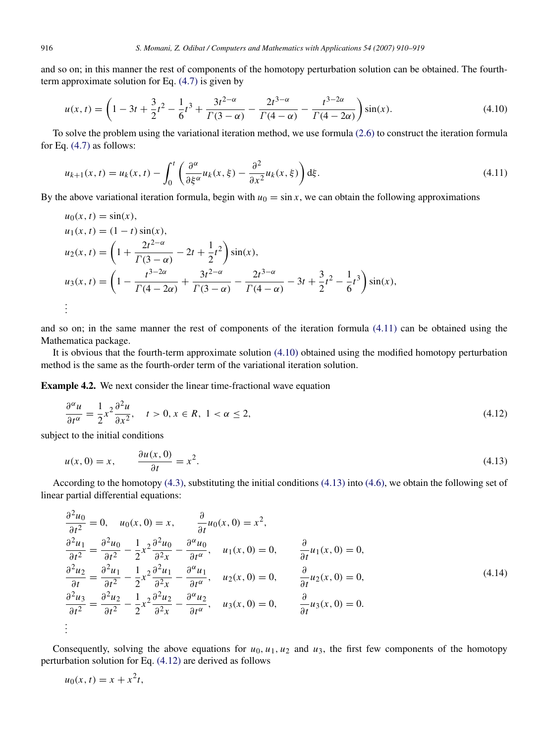and so on; in this manner the rest of components of the homotopy perturbation solution can be obtained. The fourth-term approximate solution for Eq. (4.7) is given by

$$u(x,t) = \left(1 - 3t + \frac{3}{2}t^2 - \frac{1}{6}t^3 + \frac{3t^{2-\alpha}}{\Gamma(3-\alpha)} - \frac{2t^{3-\alpha}}{\Gamma(4-\alpha)} - \frac{t^{3-2\alpha}}{\Gamma(4-2\alpha)}\right)\sin(x). \tag{4.10}$$

To solve the problem using the variational iteration method, we use formula (2.6) to construct the iteration formula for Eq. (4.7) as follows:

$$u_{k+1}(x,t) = u_k(x,t) - \int_0^t \left(\frac{\partial^\alpha}{\partial \xi^\alpha}u_k(x,\xi) - \frac{\partial^2}{\partial x^2}u_k(x,\xi)\right)\mathrm{d}\xi. \tag{4.11}$$

By the above variational iteration formula, begin with $u_0 = \sin x$, we can obtain the following approximations

$$u_0(x,t) = \sin(x),$$
$$u_1(x,t) = (1-t)\sin(x),$$
$$u_2(x,t) = \left(1 + \frac{2t^{2-\alpha}}{\Gamma(3-\alpha)} - 2t + \frac{1}{2}t^2\right)\sin(x),$$
$$u_3(x,t) = \left(1 - \frac{t^{3-2\alpha}}{\Gamma(4-2\alpha)} + \frac{3t^{2-\alpha}}{\Gamma(3-\alpha)} - \frac{2t^{3-\alpha}}{\Gamma(4-\alpha)} - 3t + \frac{3}{2}t^2 - \frac{1}{6}t^3\right)\sin(x),$$
$$\vdots$$

and so on; in the same manner the rest of components of the iteration formula (4.11) can be obtained using the Mathematica package.

It is obvious that the fourth-term approximate solution (4.10) obtained using the modified homotopy perturbation method is the same as the fourth-order term of the variational iteration solution.

**Example 4.2.** We next consider the linear time-fractional wave equation

$$\frac{\partial^\alpha u}{\partial t^\alpha} = \frac{1}{2}x^2\frac{\partial^2 u}{\partial x^2}, \quad t > 0, x \in R,\ 1 < \alpha \le 2, \tag{4.12}$$

subject to the initial conditions

$$u(x,0) = x, \qquad \frac{\partial u(x,0)}{\partial t} = x^2. \tag{4.13}$$

According to the homotopy (4.3), substituting the initial conditions (4.13) into (4.6), we obtain the following set of linear partial differential equations:

$$\begin{aligned}
&\frac{\partial^2 u_0}{\partial t^2} = 0, \quad u_0(x,0) = x, \qquad \frac{\partial}{\partial t}u_0(x,0) = x^2,\\
&\frac{\partial^2 u_1}{\partial t^2} = \frac{\partial^2 u_0}{\partial t^2} - \frac{1}{2}x^2\frac{\partial^2 u_0}{\partial^2 x} - \frac{\partial^\alpha u_0}{\partial t^\alpha}, \quad u_1(x,0) = 0, \qquad \frac{\partial}{\partial t}u_1(x,0) = 0,\\
&\frac{\partial^2 u_2}{\partial t} = \frac{\partial^2 u_1}{\partial t^2} - \frac{1}{2}x^2\frac{\partial^2 u_1}{\partial^2 x} - \frac{\partial^\alpha u_1}{\partial t^\alpha}, \quad u_2(x,0) = 0, \qquad \frac{\partial}{\partial t}u_2(x,0) = 0,\\
&\frac{\partial^2 u_3}{\partial t^2} = \frac{\partial^2 u_2}{\partial t^2} - \frac{1}{2}x^2\frac{\partial^2 u_2}{\partial^2 x} - \frac{\partial^\alpha u_2}{\partial t^\alpha}, \quad u_3(x,0) = 0, \qquad \frac{\partial}{\partial t}u_3(x,0) = 0.\\
&\vdots
\end{aligned} \tag{4.14}$$

Consequently, solving the above equations for $u_0, u_1, u_2$ and $u_3$, the first few components of the homotopy perturbation solution for Eq. (4.12) are derived as follows

$$u_0(x,t) = x + x^2 t,$$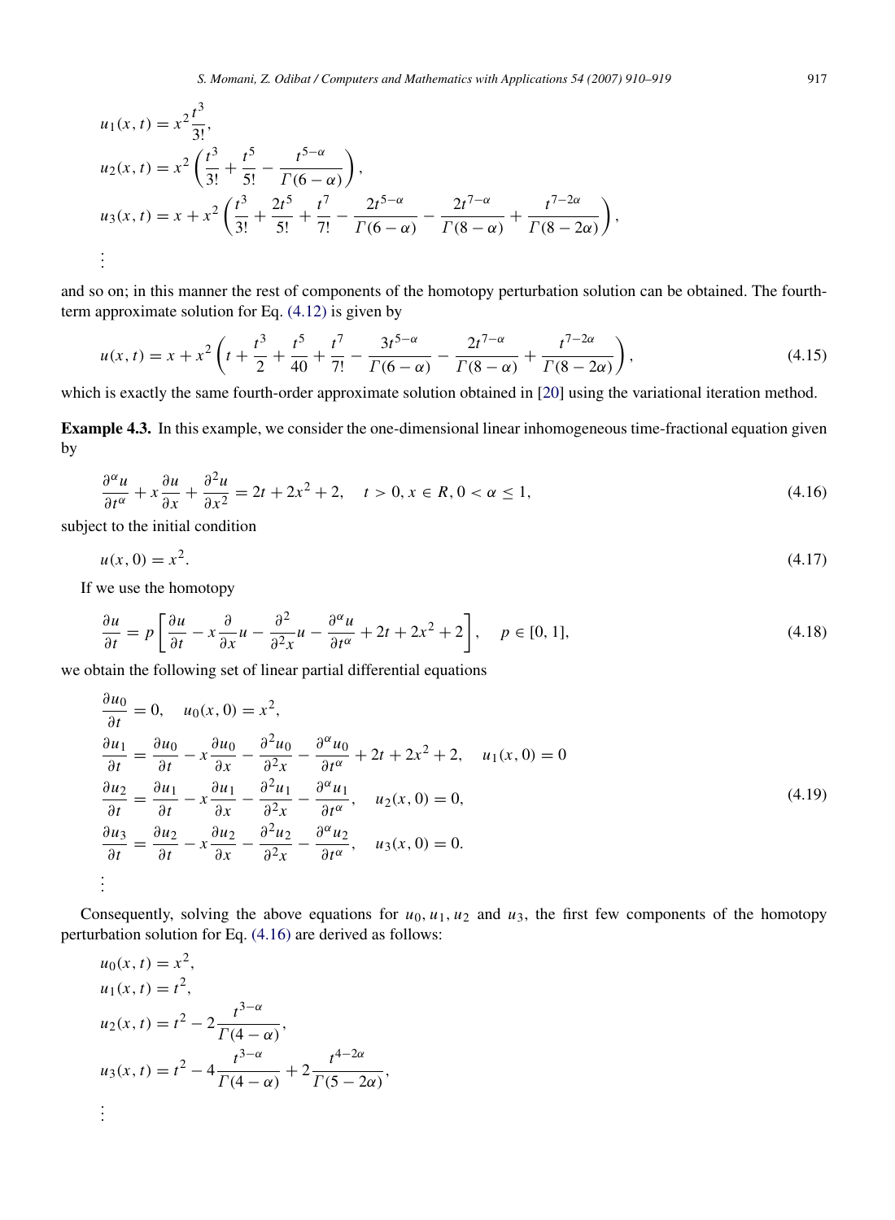$$
\begin{aligned}
u_1(x,t) &= x^2 \frac{t^3}{3!}, \\
u_2(x,t) &= x^2 \left( \frac{t^3}{3!} + \frac{t^5}{5!} - \frac{t^{5-\alpha}}{\Gamma(6-\alpha)} \right), \\
u_3(x,t) &= x + x^2 \left( \frac{t^3}{3!} + \frac{2t^5}{5!} + \frac{t^7}{7!} - \frac{2t^{5-\alpha}}{\Gamma(6-\alpha)} - \frac{2t^{7-\alpha}}{\Gamma(8-\alpha)} + \frac{t^{7-2\alpha}}{\Gamma(8-2\alpha)} \right), \\
&\vdots
\end{aligned}
$$

and so on; in this manner the rest of components of the homotopy perturbation solution can be obtained. The fourth-term approximate solution for Eq. (4.12) is given by

$$
u(x,t) = x + x^2 \left( t + \frac{t^3}{2} + \frac{t^5}{40} + \frac{t^7}{7!} - \frac{3t^{5-\alpha}}{\Gamma(6-\alpha)} - \frac{2t^{7-\alpha}}{\Gamma(8-\alpha)} + \frac{t^{7-2\alpha}}{\Gamma(8-2\alpha)} \right), \tag{4.15}
$$

which is exactly the same fourth-order approximate solution obtained in [20] using the variational iteration method.

**Example 4.3.** In this example, we consider the one-dimensional linear inhomogeneous time-fractional equation given by

$$
\frac{\partial^\alpha u}{\partial t^\alpha} + x\frac{\partial u}{\partial x} + \frac{\partial^2 u}{\partial x^2} = 2t + 2x^2 + 2, \quad t > 0, x \in R, 0 < \alpha \le 1, \tag{4.16}
$$

subject to the initial condition

$$
u(x,0) = x^2. \tag{4.17}
$$

If we use the homotopy

$$
\frac{\partial u}{\partial t} = p\left[ \frac{\partial u}{\partial t} - x\frac{\partial}{\partial x}u - \frac{\partial^2}{\partial^2 x}u - \frac{\partial^\alpha u}{\partial t^\alpha} + 2t + 2x^2 + 2 \right], \quad p \in [0,1], \tag{4.18}
$$

we obtain the following set of linear partial differential equations

$$
\begin{aligned}
&\frac{\partial u_0}{\partial t} = 0, \quad u_0(x,0) = x^2, \\
&\frac{\partial u_1}{\partial t} = \frac{\partial u_0}{\partial t} - x\frac{\partial u_0}{\partial x} - \frac{\partial^2 u_0}{\partial^2 x} - \frac{\partial^\alpha u_0}{\partial t^\alpha} + 2t + 2x^2 + 2, \quad u_1(x,0) = 0 \\
&\frac{\partial u_2}{\partial t} = \frac{\partial u_1}{\partial t} - x\frac{\partial u_1}{\partial x} - \frac{\partial^2 u_1}{\partial^2 x} - \frac{\partial^\alpha u_1}{\partial t^\alpha}, \quad u_2(x,0) = 0, \\
&\frac{\partial u_3}{\partial t} = \frac{\partial u_2}{\partial t} - x\frac{\partial u_2}{\partial x} - \frac{\partial^2 u_2}{\partial^2 x} - \frac{\partial^\alpha u_2}{\partial t^\alpha}, \quad u_3(x,0) = 0. \\
&\vdots
\end{aligned} \tag{4.19}
$$

Consequently, solving the above equations for $u_0, u_1, u_2$ and $u_3$, the first few components of the homotopy perturbation solution for Eq. (4.16) are derived as follows:

$$
\begin{aligned}
u_0(x,t) &= x^2, \\
u_1(x,t) &= t^2, \\
u_2(x,t) &= t^2 - 2\frac{t^{3-\alpha}}{\Gamma(4-\alpha)}, \\
u_3(x,t) &= t^2 - 4\frac{t^{3-\alpha}}{\Gamma(4-\alpha)} + 2\frac{t^{4-2\alpha}}{\Gamma(5-2\alpha)}, \\
&\vdots
\end{aligned}
$$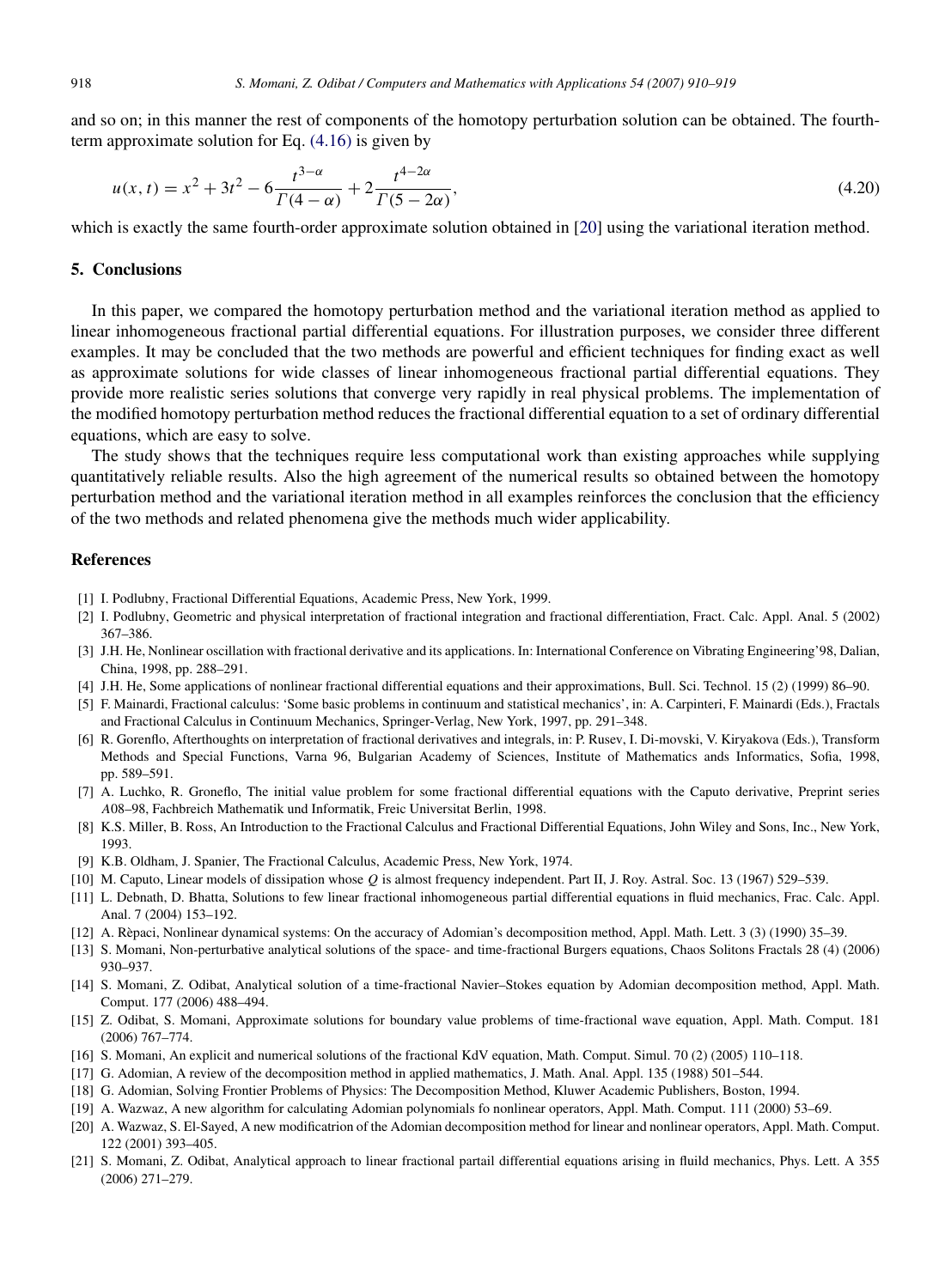and so on; in this manner the rest of components of the homotopy perturbation solution can be obtained. The fourth-term approximate solution for Eq. (4.16) is given by

$$u(x,t) = x^2 + 3t^2 - 6\frac{t^{3-\alpha}}{\Gamma(4-\alpha)} + 2\frac{t^{4-2\alpha}}{\Gamma(5-2\alpha)}, \tag{4.20}$$

which is exactly the same fourth-order approximate solution obtained in [20] using the variational iteration method.

## 5. Conclusions

In this paper, we compared the homotopy perturbation method and the variational iteration method as applied to linear inhomogeneous fractional partial differential equations. For illustration purposes, we consider three different examples. It may be concluded that the two methods are powerful and efficient techniques for finding exact as well as approximate solutions for wide classes of linear inhomogeneous fractional partial differential equations. They provide more realistic series solutions that converge very rapidly in real physical problems. The implementation of the modified homotopy perturbation method reduces the fractional differential equation to a set of ordinary differential equations, which are easy to solve.

The study shows that the techniques require less computational work than existing approaches while supplying quantitatively reliable results. Also the high agreement of the numerical results so obtained between the homotopy perturbation method and the variational iteration method in all examples reinforces the conclusion that the efficiency of the two methods and related phenomena give the methods much wider applicability.

## References

[1] I. Podlubny, Fractional Differential Equations, Academic Press, New York, 1999.

[2] I. Podlubny, Geometric and physical interpretation of fractional integration and fractional differentiation, Fract. Calc. Appl. Anal. 5 (2002) 367–386.

[3] J.H. He, Nonlinear oscillation with fractional derivative and its applications. In: International Conference on Vibrating Engineering'98, Dalian, China, 1998, pp. 288–291.

[4] J.H. He, Some applications of nonlinear fractional differential equations and their approximations, Bull. Sci. Technol. 15 (2) (1999) 86–90.

[5] F. Mainardi, Fractional calculus: 'Some basic problems in continuum and statistical mechanics', in: A. Carpinteri, F. Mainardi (Eds.), Fractals and Fractional Calculus in Continuum Mechanics, Springer-Verlag, New York, 1997, pp. 291–348.

[6] R. Gorenflo, Afterthoughts on interpretation of fractional derivatives and integrals, in: P. Rusev, I. Di-movski, V. Kiryakova (Eds.), Transform Methods and Special Functions, Varna 96, Bulgarian Academy of Sciences, Institute of Mathematics ands Informatics, Sofia, 1998, pp. 589–591.

[7] A. Luchko, R. Groneflo, The initial value problem for some fractional differential equations with the Caputo derivative, Preprint series *A*08–98, Fachbreich Mathematik und Informatik, Freic Universitat Berlin, 1998.

[8] K.S. Miller, B. Ross, An Introduction to the Fractional Calculus and Fractional Differential Equations, John Wiley and Sons, Inc., New York, 1993.

[9] K.B. Oldham, J. Spanier, The Fractional Calculus, Academic Press, New York, 1974.

[10] M. Caputo, Linear models of dissipation whose *Q* is almost frequency independent. Part II, J. Roy. Astral. Soc. 13 (1967) 529–539.

[11] L. Debnath, D. Bhatta, Solutions to few linear fractional inhomogeneous partial differential equations in fluid mechanics, Frac. Calc. Appl. Anal. 7 (2004) 153–192.

[12] A. Rèpaci, Nonlinear dynamical systems: On the accuracy of Adomian's decomposition method, Appl. Math. Lett. 3 (3) (1990) 35–39.

[13] S. Momani, Non-perturbative analytical solutions of the space- and time-fractional Burgers equations, Chaos Solitons Fractals 28 (4) (2006) 930–937.

[14] S. Momani, Z. Odibat, Analytical solution of a time-fractional Navier–Stokes equation by Adomian decomposition method, Appl. Math. Comput. 177 (2006) 488–494.

[15] Z. Odibat, S. Momani, Approximate solutions for boundary value problems of time-fractional wave equation, Appl. Math. Comput. 181 (2006) 767–774.

[16] S. Momani, An explicit and numerical solutions of the fractional KdV equation, Math. Comput. Simul. 70 (2) (2005) 110–118.

[17] G. Adomian, A review of the decomposition method in applied mathematics, J. Math. Anal. Appl. 135 (1988) 501–544.

[18] G. Adomian, Solving Frontier Problems of Physics: The Decomposition Method, Kluwer Academic Publishers, Boston, 1994.

[19] A. Wazwaz, A new algorithm for calculating Adomian polynomials fo nonlinear operators, Appl. Math. Comput. 111 (2000) 53–69.

[20] A. Wazwaz, S. El-Sayed, A new modificatrion of the Adomian decomposition method for linear and nonlinear operators, Appl. Math. Comput. 122 (2001) 393–405.

[21] S. Momani, Z. Odibat, Analytical approach to linear fractional partail differential equations arising in fluild mechanics, Phys. Lett. A 355 (2006) 271–279.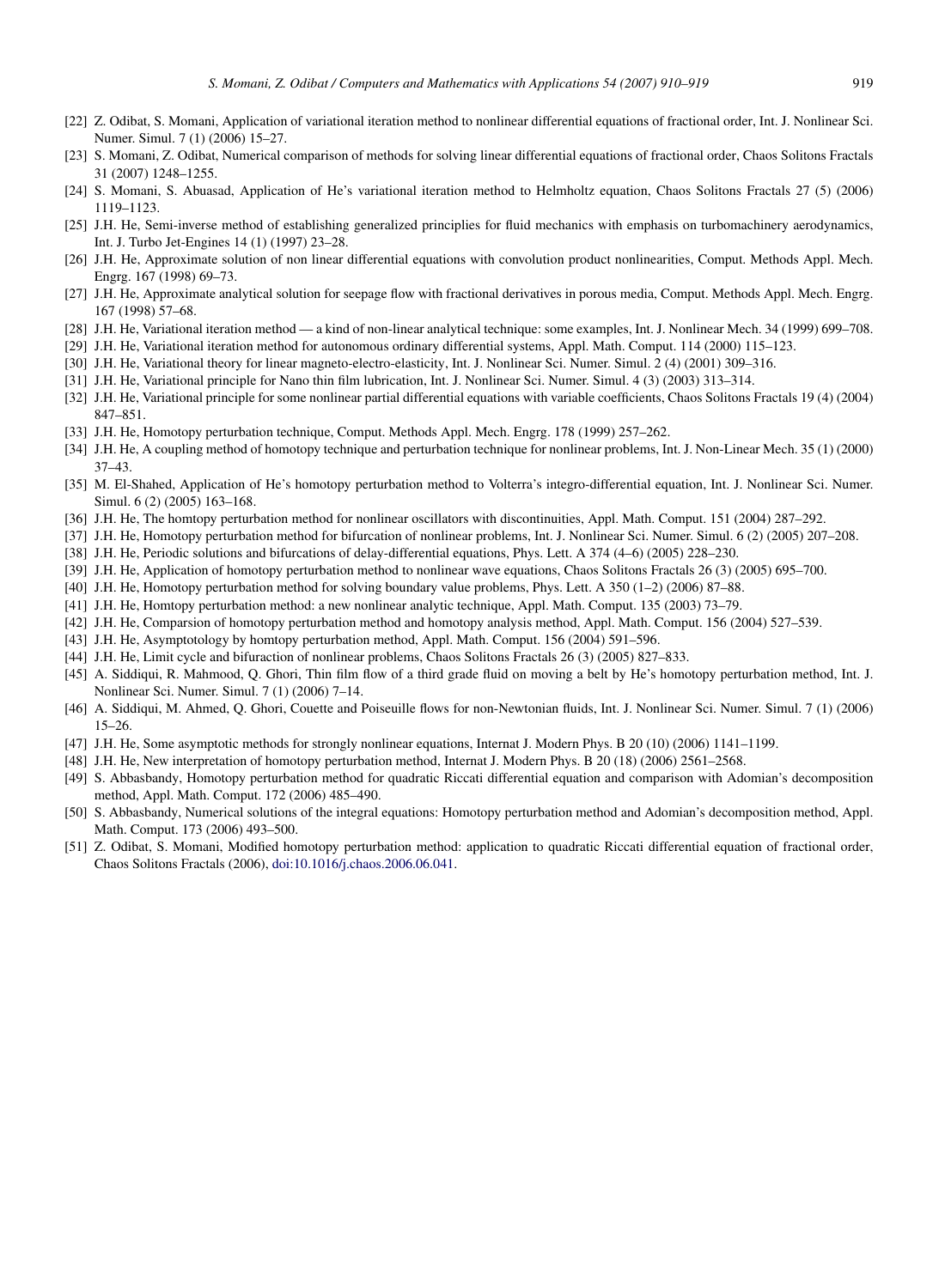[22] Z. Odibat, S. Momani, Application of variational iteration method to nonlinear differential equations of fractional order, Int. J. Nonlinear Sci. Numer. Simul. 7 (1) (2006) 15–27.

[23] S. Momani, Z. Odibat, Numerical comparison of methods for solving linear differential equations of fractional order, Chaos Solitons Fractals 31 (2007) 1248–1255.

[24] S. Momani, S. Abuasad, Application of He's variational iteration method to Helmholtz equation, Chaos Solitons Fractals 27 (5) (2006) 1119–1123.

[25] J.H. He, Semi-inverse method of establishing generalized principlies for fluid mechanics with emphasis on turbomachinery aerodynamics, Int. J. Turbo Jet-Engines 14 (1) (1997) 23–28.

[26] J.H. He, Approximate solution of non linear differential equations with convolution product nonlinearities, Comput. Methods Appl. Mech. Engrg. 167 (1998) 69–73.

[27] J.H. He, Approximate analytical solution for seepage flow with fractional derivatives in porous media, Comput. Methods Appl. Mech. Engrg. 167 (1998) 57–68.

[28] J.H. He, Variational iteration method — a kind of non-linear analytical technique: some examples, Int. J. Nonlinear Mech. 34 (1999) 699–708.

[29] J.H. He, Variational iteration method for autonomous ordinary differential systems, Appl. Math. Comput. 114 (2000) 115–123.

[30] J.H. He, Variational theory for linear magneto-electro-elasticity, Int. J. Nonlinear Sci. Numer. Simul. 2 (4) (2001) 309–316.

[31] J.H. He, Variational principle for Nano thin film lubrication, Int. J. Nonlinear Sci. Numer. Simul. 4 (3) (2003) 313–314.

[32] J.H. He, Variational principle for some nonlinear partial differential equations with variable coefficients, Chaos Solitons Fractals 19 (4) (2004) 847–851.

[33] J.H. He, Homotopy perturbation technique, Comput. Methods Appl. Mech. Engrg. 178 (1999) 257–262.

[34] J.H. He, A coupling method of homotopy technique and perturbation technique for nonlinear problems, Int. J. Non-Linear Mech. 35 (1) (2000) 37–43.

[35] M. El-Shahed, Application of He's homotopy perturbation method to Volterra's integro-differential equation, Int. J. Nonlinear Sci. Numer. Simul. 6 (2) (2005) 163–168.

[36] J.H. He, The homtopy perturbation method for nonlinear oscillators with discontinuities, Appl. Math. Comput. 151 (2004) 287–292.

[37] J.H. He, Homotopy perturbation method for bifurcation of nonlinear problems, Int. J. Nonlinear Sci. Numer. Simul. 6 (2) (2005) 207–208.

[38] J.H. He, Periodic solutions and bifurcations of delay-differential equations, Phys. Lett. A 374 (4–6) (2005) 228–230.

[39] J.H. He, Application of homotopy perturbation method to nonlinear wave equations, Chaos Solitons Fractals 26 (3) (2005) 695–700.

[40] J.H. He, Homotopy perturbation method for solving boundary value problems, Phys. Lett. A 350 (1–2) (2006) 87–88.

[41] J.H. He, Homtopy perturbation method: a new nonlinear analytic technique, Appl. Math. Comput. 135 (2003) 73–79.

[42] J.H. He, Comparsion of homotopy perturbation method and homotopy analysis method, Appl. Math. Comput. 156 (2004) 527–539.

[43] J.H. He, Asymptotology by homtopy perturbation method, Appl. Math. Comput. 156 (2004) 591–596.

[44] J.H. He, Limit cycle and bifuraction of nonlinear problems, Chaos Solitons Fractals 26 (3) (2005) 827–833.

[45] A. Siddiqui, R. Mahmood, Q. Ghori, Thin film flow of a third grade fluid on moving a belt by He's homotopy perturbation method, Int. J. Nonlinear Sci. Numer. Simul. 7 (1) (2006) 7–14.

[46] A. Siddiqui, M. Ahmed, Q. Ghori, Couette and Poiseuille flows for non-Newtonian fluids, Int. J. Nonlinear Sci. Numer. Simul. 7 (1) (2006) 15–26.

[47] J.H. He, Some asymptotic methods for strongly nonlinear equations, Internat J. Modern Phys. B 20 (10) (2006) 1141–1199.

[48] J.H. He, New interpretation of homotopy perturbation method, Internat J. Modern Phys. B 20 (18) (2006) 2561–2568.

[49] S. Abbasbandy, Homotopy perturbation method for quadratic Riccati differential equation and comparison with Adomian's decomposition method, Appl. Math. Comput. 172 (2006) 485–490.

[50] S. Abbasbandy, Numerical solutions of the integral equations: Homotopy perturbation method and Adomian's decomposition method, Appl. Math. Comput. 173 (2006) 493–500.

[51] Z. Odibat, S. Momani, Modified homotopy perturbation method: application to quadratic Riccati differential equation of fractional order, Chaos Solitons Fractals (2006), doi:10.1016/j.chaos.2006.06.041.